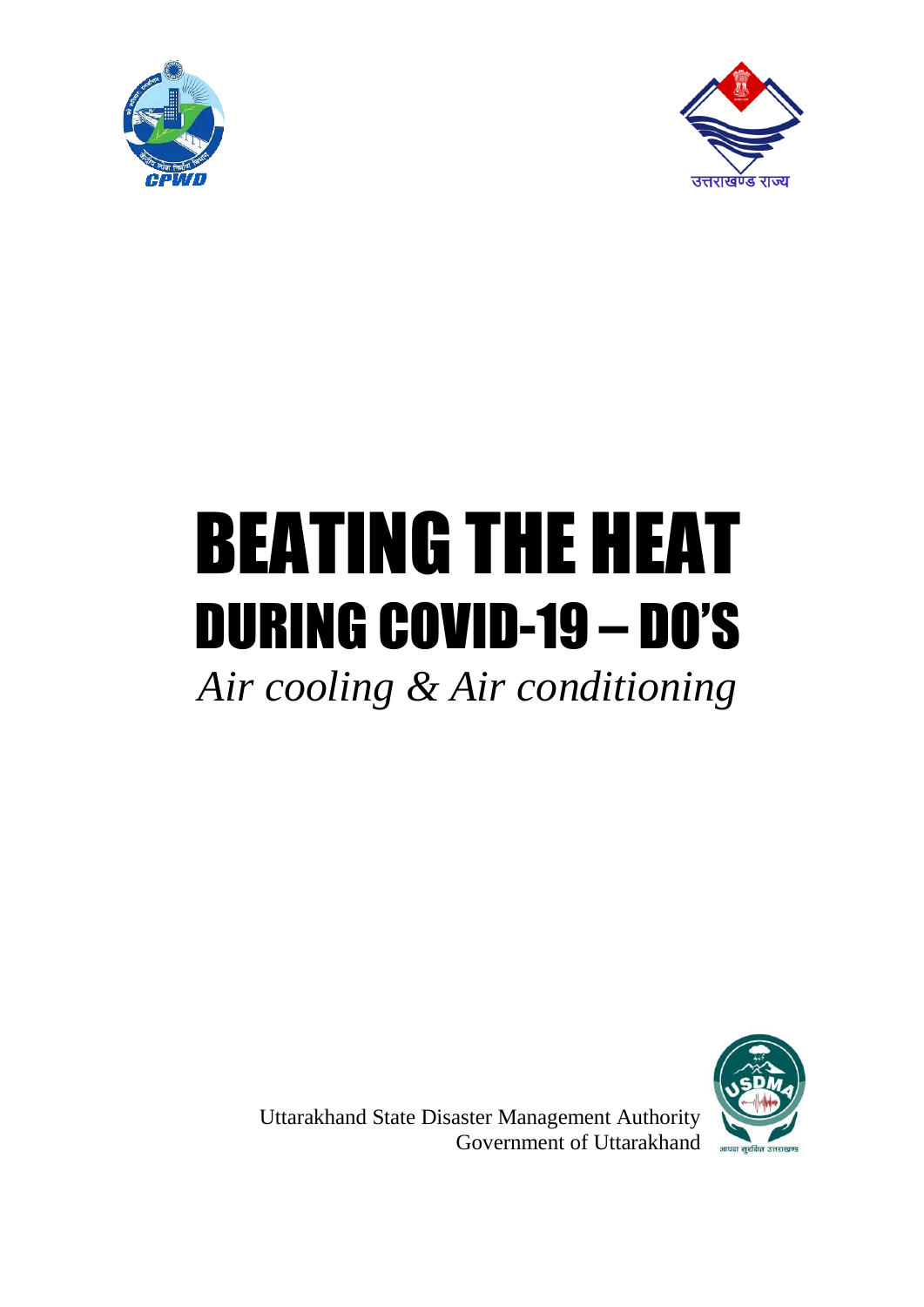# BEATING THE HEAT

## DURING COVID-19 – DO'S

*Air cooling & Air conditioning*

Uttarakhand State Disaster Management Authority
Government of Uttarakhand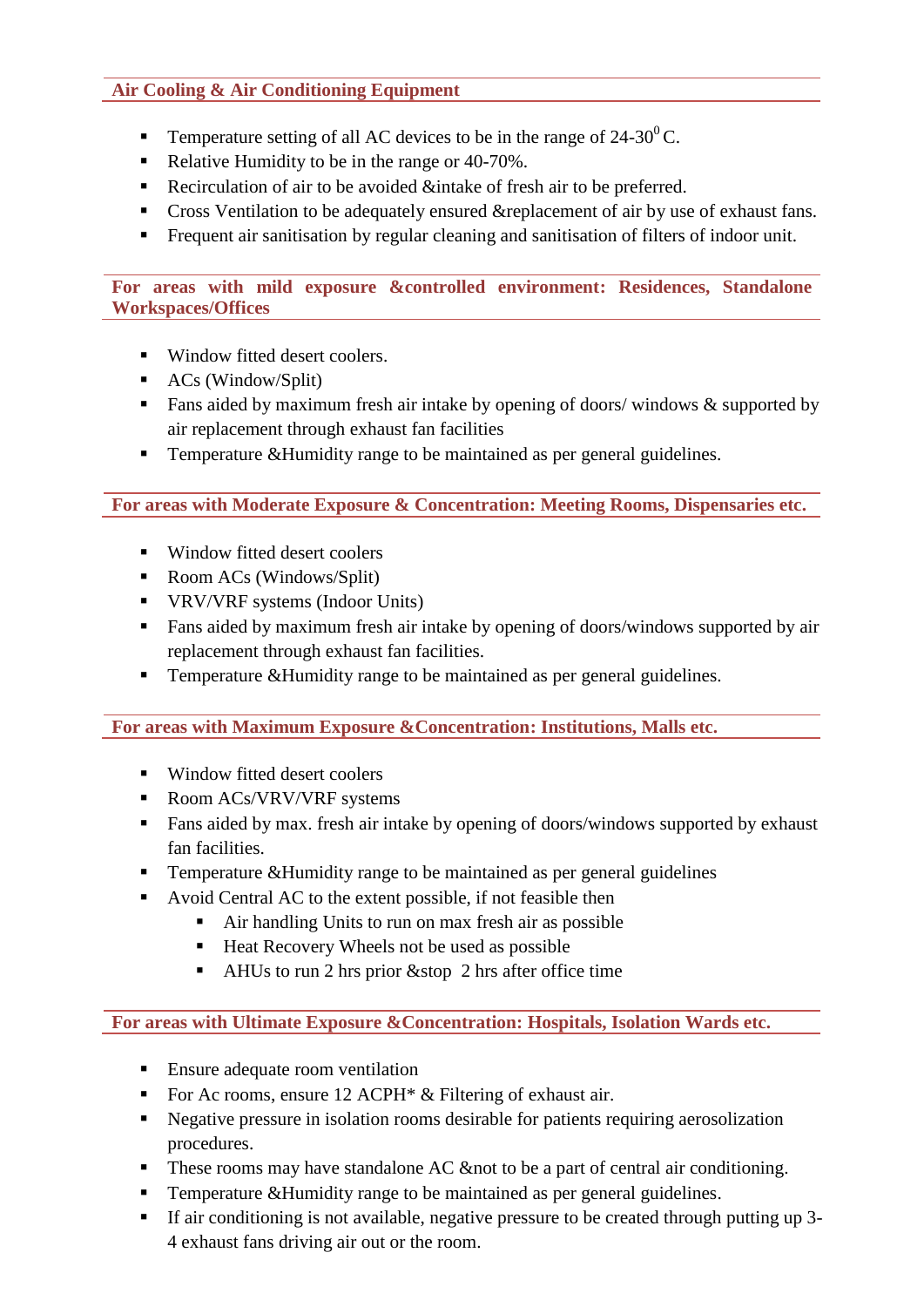## Air Cooling & Air Conditioning Equipment

- Temperature setting of all AC devices to be in the range of 24-30$^0$ C.
- Relative Humidity to be in the range or 40-70%.
- Recirculation of air to be avoided &intake of fresh air to be preferred.
- Cross Ventilation to be adequately ensured &replacement of air by use of exhaust fans.
- Frequent air sanitisation by regular cleaning and sanitisation of filters of indoor unit.

## For areas with mild exposure &controlled environment: Residences, Standalone Workspaces/Offices

- Window fitted desert coolers.
- ACs (Window/Split)
- Fans aided by maximum fresh air intake by opening of doors/ windows & supported by air replacement through exhaust fan facilities
- Temperature &Humidity range to be maintained as per general guidelines.

## For areas with Moderate Exposure & Concentration: Meeting Rooms, Dispensaries etc.

- Window fitted desert coolers
- Room ACs (Windows/Split)
- VRV/VRF systems (Indoor Units)
- Fans aided by maximum fresh air intake by opening of doors/windows supported by air replacement through exhaust fan facilities.
- Temperature &Humidity range to be maintained as per general guidelines.

## For areas with Maximum Exposure &Concentration: Institutions, Malls etc.

- Window fitted desert coolers
- Room ACs/VRV/VRF systems
- Fans aided by max. fresh air intake by opening of doors/windows supported by exhaust fan facilities.
- Temperature &Humidity range to be maintained as per general guidelines
- Avoid Central AC to the extent possible, if not feasible then
  - Air handling Units to run on max fresh air as possible
  - Heat Recovery Wheels not be used as possible
  - AHUs to run 2 hrs prior &stop 2 hrs after office time

## For areas with Ultimate Exposure &Concentration: Hospitals, Isolation Wards etc.

- Ensure adequate room ventilation
- For Ac rooms, ensure 12 ACPH* & Filtering of exhaust air.
- Negative pressure in isolation rooms desirable for patients requiring aerosolization procedures.
- These rooms may have standalone AC &not to be a part of central air conditioning.
- Temperature &Humidity range to be maintained as per general guidelines.
- If air conditioning is not available, negative pressure to be created through putting up 3-4 exhaust fans driving air out or the room.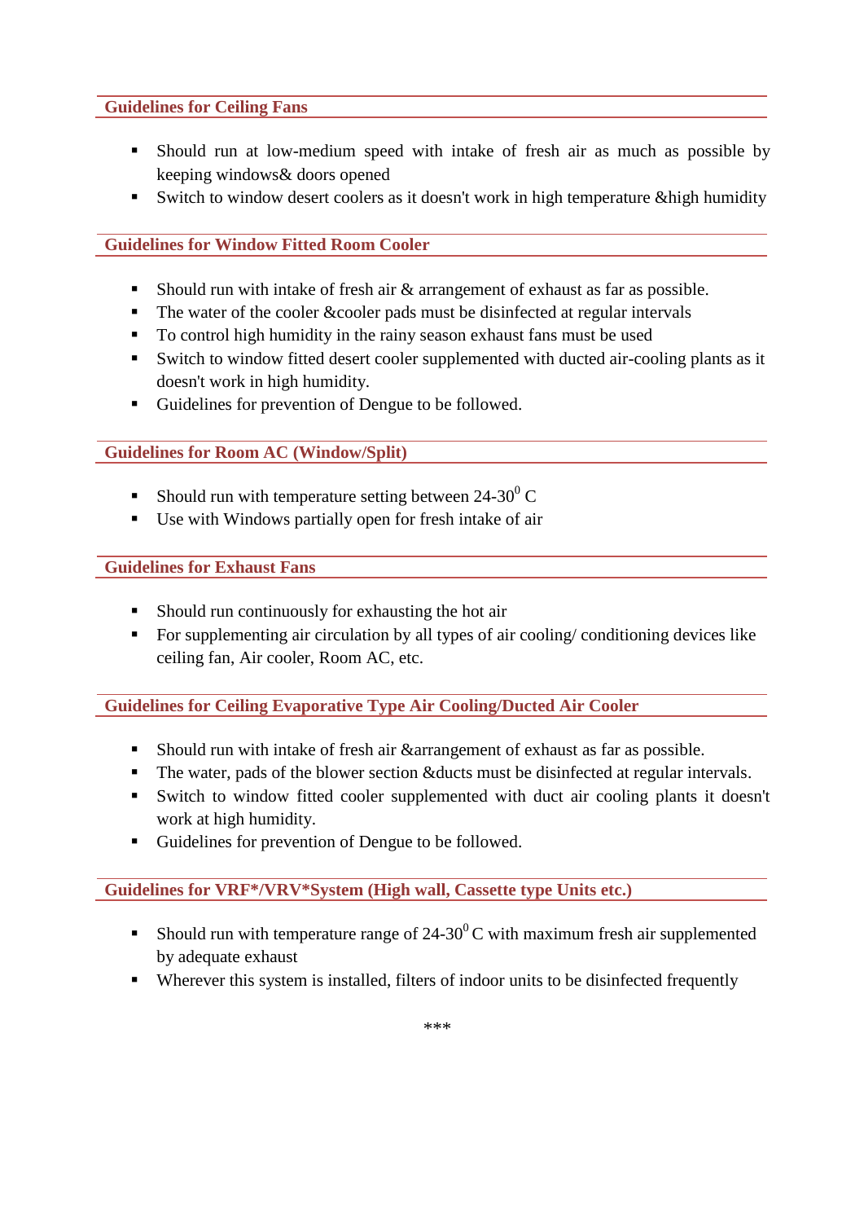## Guidelines for Ceiling Fans

- Should run at low-medium speed with intake of fresh air as much as possible by keeping windows& doors opened
- Switch to window desert coolers as it doesn't work in high temperature &high humidity

## Guidelines for Window Fitted Room Cooler

- Should run with intake of fresh air & arrangement of exhaust as far as possible.
- The water of the cooler &cooler pads must be disinfected at regular intervals
- To control high humidity in the rainy season exhaust fans must be used
- Switch to window fitted desert cooler supplemented with ducted air-cooling plants as it doesn't work in high humidity.
- Guidelines for prevention of Dengue to be followed.

## Guidelines for Room AC (Window/Split)

- Should run with temperature setting between 24-30$^{0}$ C
- Use with Windows partially open for fresh intake of air

## Guidelines for Exhaust Fans

- Should run continuously for exhausting the hot air
- For supplementing air circulation by all types of air cooling/ conditioning devices like ceiling fan, Air cooler, Room AC, etc.

## Guidelines for Ceiling Evaporative Type Air Cooling/Ducted Air Cooler

- Should run with intake of fresh air &arrangement of exhaust as far as possible.
- The water, pads of the blower section &ducts must be disinfected at regular intervals.
- Switch to window fitted cooler supplemented with duct air cooling plants it doesn't work at high humidity.
- Guidelines for prevention of Dengue to be followed.

## Guidelines for VRF*/VRV*System (High wall, Cassette type Units etc.)

- Should run with temperature range of 24-30$^{0}$ C with maximum fresh air supplemented by adequate exhaust
- Wherever this system is installed, filters of indoor units to be disinfected frequently

***